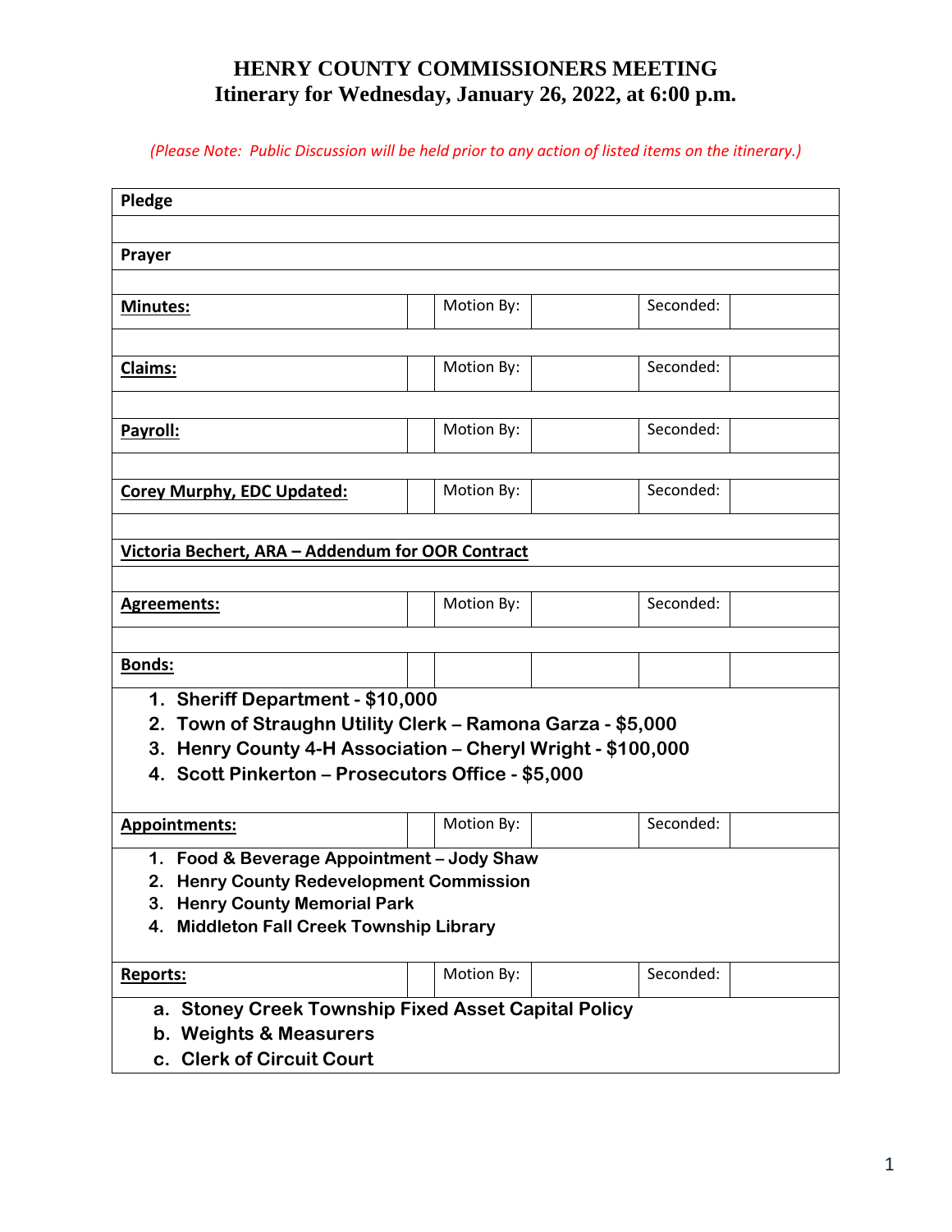# HENRY COUNTY COMMISSIONERS MEETING
## Itinerary for Wednesday, January 26, 2022, at 6:00 p.m.

*(Please Note: Public Discussion will be held prior to any action of listed items on the itinerary.)*

| **Pledge** | | | | | |
|---|---|---|---|---|---|
| | | | | | |
| **Prayer** | | | | | |
| | | | | | |
| **Minutes:** | | Motion By: | | Seconded: | |
| | | | | | |
| **Claims:** | | Motion By: | | Seconded: | |
| | | | | | |
| **Payroll:** | | Motion By: | | Seconded: | |
| | | | | | |
| **Corey Murphy, EDC Updated:** | | Motion By: | | Seconded: | |
| | | | | | |
| **Victoria Bechert, ARA – Addendum for OOR Contract** | | | | | |
| | | | | | |
| **Agreements:** | | Motion By: | | Seconded: | |
| | | | | | |
| **Bonds:** | | | | | |
| 1. Sheriff Department - $10,000<br>2. Town of Straughn Utility Clerk – Ramona Garza - $5,000<br>3. Henry County 4-H Association – Cheryl Wright - $100,000<br>4. Scott Pinkerton – Prosecutors Office - $5,000 | | | | | |
| **Appointments:** | | Motion By: | | Seconded: | |
| 1. Food & Beverage Appointment – Jody Shaw<br>2. Henry County Redevelopment Commission<br>3. Henry County Memorial Park<br>4. Middleton Fall Creek Township Library | | | | | |
| **Reports:** | | Motion By: | | Seconded: | |
| a. Stoney Creek Township Fixed Asset Capital Policy<br>b. Weights & Measurers<br>c. Clerk of Circuit Court | | | | | |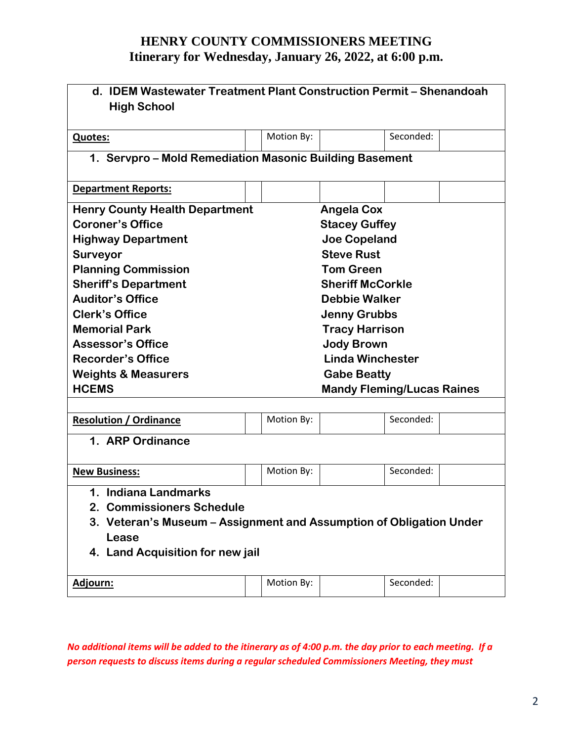# HENRY COUNTY COMMISSIONERS MEETING
## Itinerary for Wednesday, January 26, 2022, at 6:00 p.m.

d. **IDEM Wastewater Treatment Plant Construction Permit – Shenandoah High School**

| **Quotes:** | | Motion By: | | Seconded: | |
|---|---|---|---|---|---|

1. **Servpro – Mold Remediation Masonic Building Basement**

**Department Reports:**

| | |
|---|---|
| **Henry County Health Department** | **Angela Cox** |
| **Coroner's Office** | **Stacey Guffey** |
| **Highway Department** | **Joe Copeland** |
| **Surveyor** | **Steve Rust** |
| **Planning Commission** | **Tom Green** |
| **Sheriff's Department** | **Sheriff McCorkle** |
| **Auditor's Office** | **Debbie Walker** |
| **Clerk's Office** | **Jenny Grubbs** |
| **Memorial Park** | **Tracy Harrison** |
| **Assessor's Office** | **Jody Brown** |
| **Recorder's Office** | **Linda Winchester** |
| **Weights & Measurers** | **Gabe Beatty** |
| **HCEMS** | **Mandy Fleming/Lucas Raines** |

| **Resolution / Ordinance** | | Motion By: | | Seconded: | |
|---|---|---|---|---|---|

1. **ARP Ordinance**

| **New Business:** | | Motion By: | | Seconded: | |
|---|---|---|---|---|---|

1. **Indiana Landmarks**
2. **Commissioners Schedule**
3. **Veteran's Museum – Assignment and Assumption of Obligation Under Lease**
4. **Land Acquisition for new jail**

| **Adjourn:** | | Motion By: | | Seconded: | |
|---|---|---|---|---|---|

*No additional items will be added to the itinerary as of 4:00 p.m. the day prior to each meeting. If a person requests to discuss items during a regular scheduled Commissioners Meeting, they must*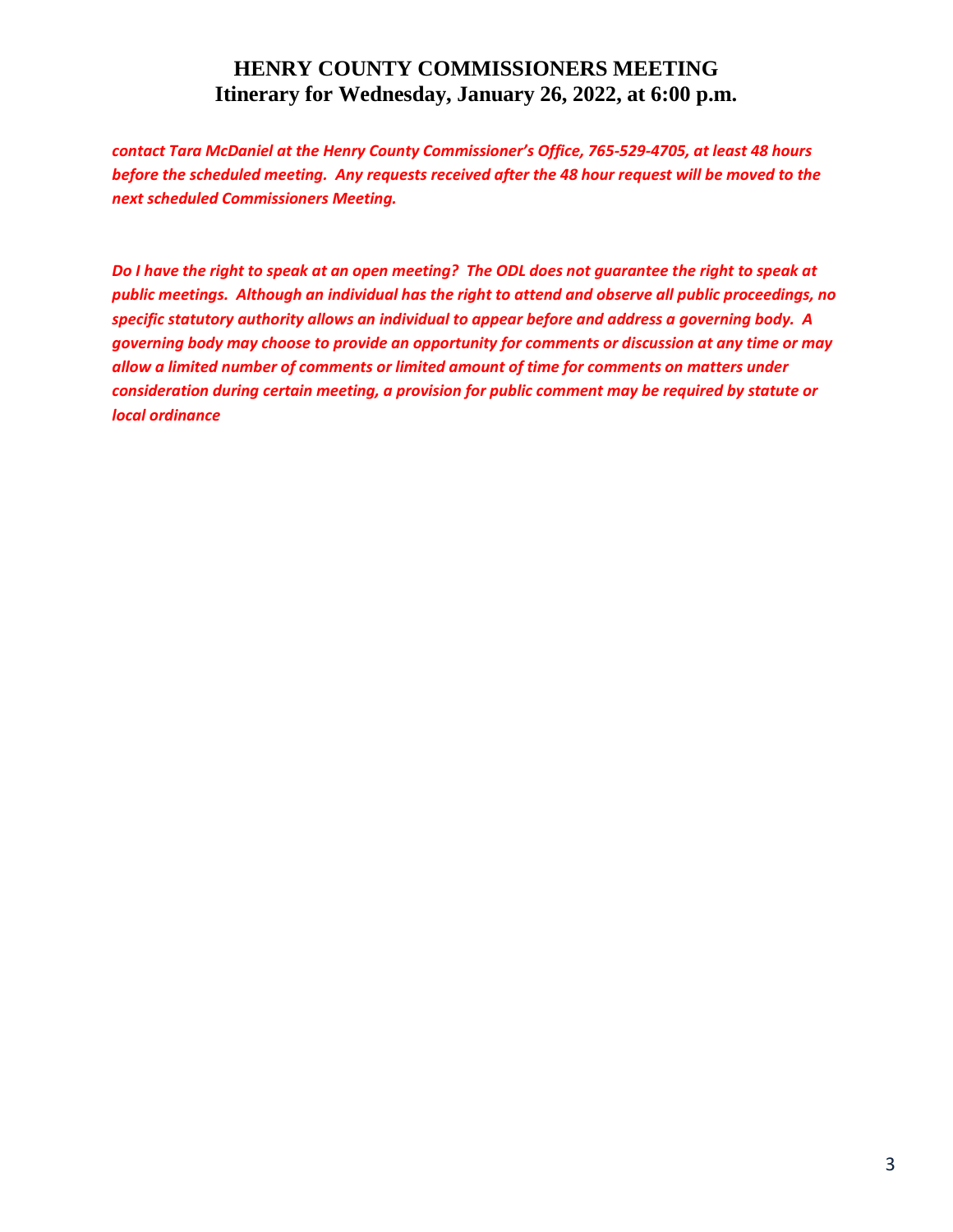# HENRY COUNTY COMMISSIONERS MEETING
## Itinerary for Wednesday, January 26, 2022, at 6:00 p.m.

***contact Tara McDaniel at the Henry County Commissioner's Office, 765-529-4705, at least 48 hours before the scheduled meeting. Any requests received after the 48 hour request will be moved to the next scheduled Commissioners Meeting.***

***Do I have the right to speak at an open meeting? The ODL does not guarantee the right to speak at public meetings. Although an individual has the right to attend and observe all public proceedings, no specific statutory authority allows an individual to appear before and address a governing body. A governing body may choose to provide an opportunity for comments or discussion at any time or may allow a limited number of comments or limited amount of time for comments on matters under consideration during certain meeting, a provision for public comment may be required by statute or local ordinance***